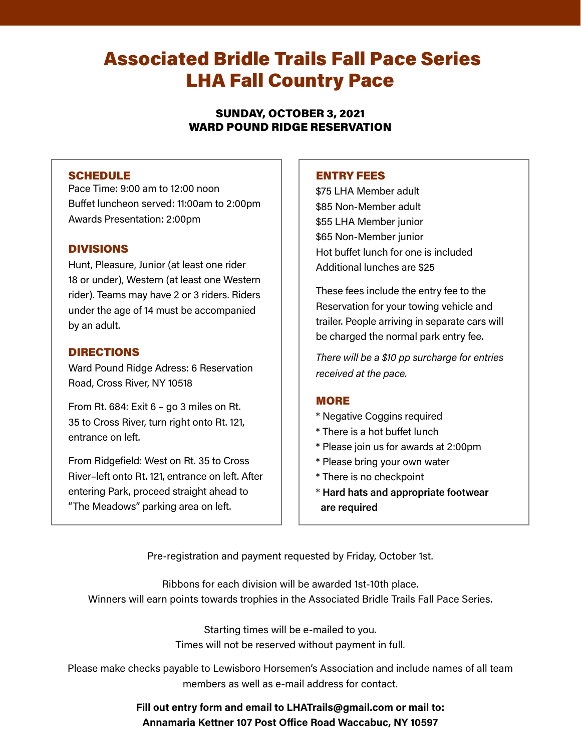# Associated Bridle Trails Fall Pace Series
# LHA Fall Country Pace

**SUNDAY, OCTOBER 3, 2021**
**WARD POUND RIDGE RESERVATION**

## SCHEDULE

Pace Time: 9:00 am to 12:00 noon
Buffet luncheon served: 11:00am to 2:00pm
Awards Presentation: 2:00pm

## DIVISIONS

Hunt, Pleasure, Junior (at least one rider 18 or under), Western (at least one Western rider). Teams may have 2 or 3 riders. Riders under the age of 14 must be accompanied by an adult.

## DIRECTIONS

Ward Pound Ridge Adress: 6 Reservation Road, Cross River, NY 10518

From Rt. 684: Exit 6 – go 3 miles on Rt. 35 to Cross River, turn right onto Rt. 121, entrance on left.

From Ridgefield: West on Rt. 35 to Cross River–left onto Rt. 121, entrance on left. After entering Park, proceed straight ahead to "The Meadows" parking area on left.

## ENTRY FEES

$75 LHA Member adult
$85 Non-Member adult
$55 LHA Member junior
$65 Non-Member junior
Hot buffet lunch for one is included
Additional lunches are $25

These fees include the entry fee to the Reservation for your towing vehicle and trailer. People arriving in separate cars will be charged the normal park entry fee.

*There will be a $10 pp surcharge for entries received at the pace.*

## MORE

* Negative Coggins required
* There is a hot buffet lunch
* Please join us for awards at 2:00pm
* Please bring your own water
* There is no checkpoint
* **Hard hats and appropriate footwear are required**

Pre-registration and payment requested by Friday, October 1st.

Ribbons for each division will be awarded 1st-10th place.
Winners will earn points towards trophies in the Associated Bridle Trails Fall Pace Series.

Starting times will be e-mailed to you.
Times will not be reserved without payment in full.

Please make checks payable to Lewisboro Horsemen's Association and include names of all team members as well as e-mail address for contact.

**Fill out entry form and email to LHATrails@gmail.com or mail to:**
**Annamaria Kettner 107 Post Office Road Waccabuc, NY 10597**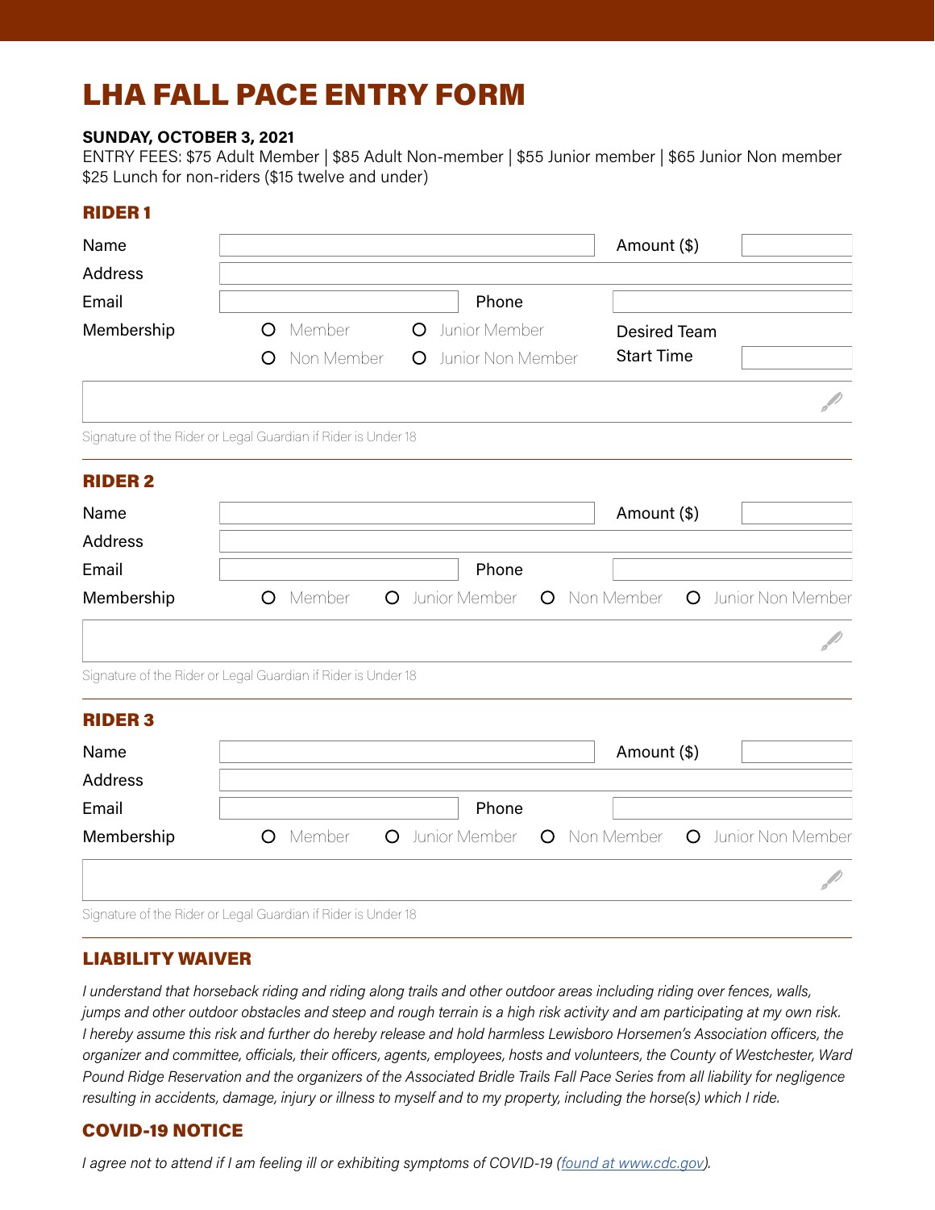# LHA FALL PACE ENTRY FORM

**SUNDAY, OCTOBER 3, 2021**

ENTRY FEES: $75 Adult Member | $85 Adult Non-member | $55 Junior member | $65 Junior Non member
$25 Lunch for non-riders ($15 twelve and under)

## RIDER 1

Name ____________________ Amount ($) ________

Address ____________________

Email ____________________ Phone ____________________

Membership
- ○ Member
- ○ Junior Member
- ○ Non Member
- ○ Junior Non Member

Desired Team Start Time ________

Signature of the Rider or Legal Guardian if Rider is Under 18

## RIDER 2

Name ____________________ Amount ($) ________

Address ____________________

Email ____________________ Phone ____________________

Membership ○ Member ○ Junior Member ○ Non Member ○ Junior Non Member

Signature of the Rider or Legal Guardian if Rider is Under 18

## RIDER 3

Name ____________________ Amount ($) ________

Address ____________________

Email ____________________ Phone ____________________

Membership ○ Member ○ Junior Member ○ Non Member ○ Junior Non Member

Signature of the Rider or Legal Guardian if Rider is Under 18

## LIABILITY WAIVER

*I understand that horseback riding and riding along trails and other outdoor areas including riding over fences, walls, jumps and other outdoor obstacles and steep and rough terrain is a high risk activity and am participating at my own risk. I hereby assume this risk and further do hereby release and hold harmless Lewisboro Horsemen's Association officers, the organizer and committee, officials, their officers, agents, employees, hosts and volunteers, the County of Westchester, Ward Pound Ridge Reservation and the organizers of the Associated Bridle Trails Fall Pace Series from all liability for negligence resulting in accidents, damage, injury or illness to myself and to my property, including the horse(s) which I ride.*

## COVID-19 NOTICE

*I agree not to attend if I am feeling ill or exhibiting symptoms of COVID-19 (found at www.cdc.gov).*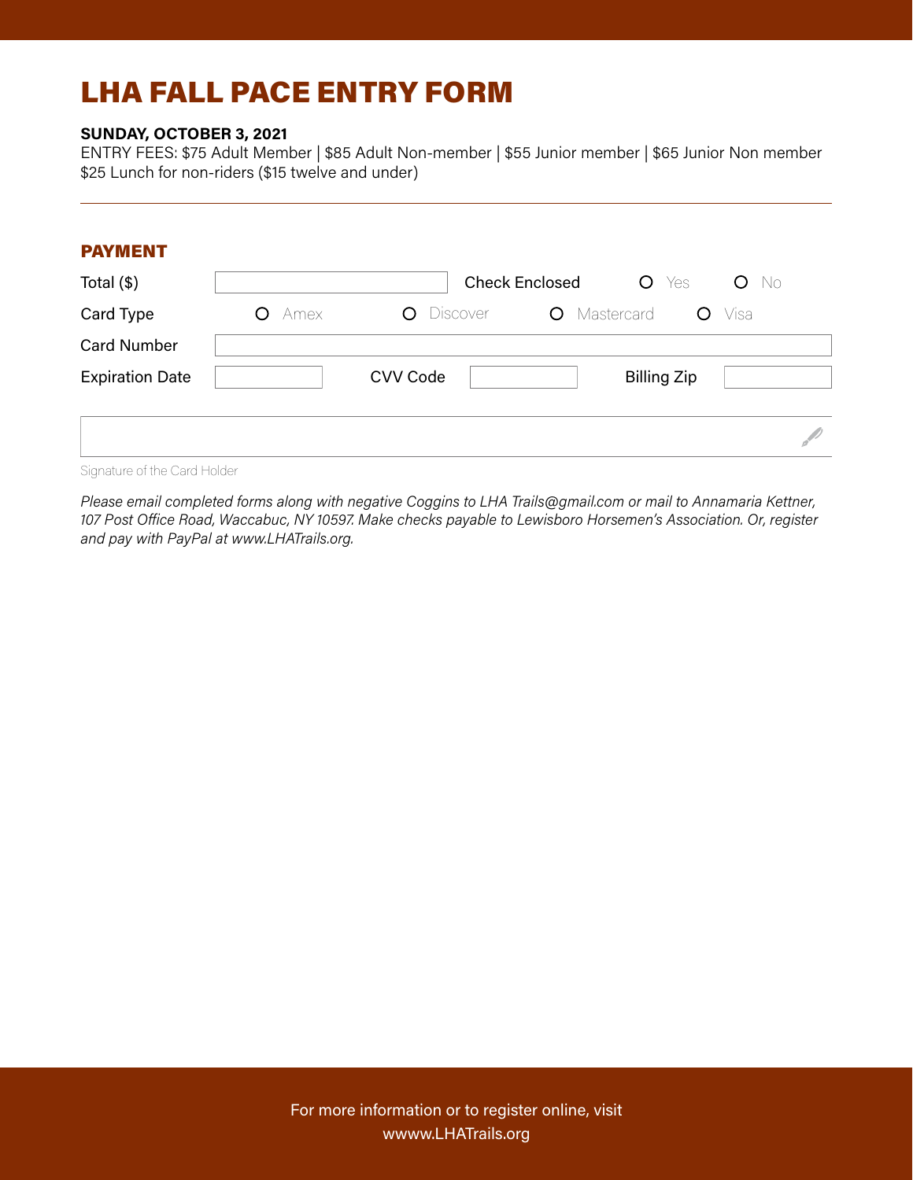# LHA FALL PACE ENTRY FORM

**SUNDAY, OCTOBER 3, 2021**

ENTRY FEES: $75 Adult Member | $85 Adult Non-member | $55 Junior member | $65 Junior Non member
$25 Lunch for non-riders ($15 twelve and under)

## PAYMENT

Total ($) \_\_\_\_\_\_\_\_ Check Enclosed ○ Yes ○ No

Card Type ○ Amex ○ Discover ○ Mastercard ○ Visa

Card Number \_\_\_\_\_\_\_\_

Expiration Date \_\_\_\_\_\_\_\_ CVV Code \_\_\_\_\_\_\_\_ Billing Zip \_\_\_\_\_\_\_\_

Signature of the Card Holder

*Please email completed forms along with negative Coggins to LHA Trails@gmail.com or mail to Annamaria Kettner, 107 Post Office Road, Waccabuc, NY 10597. Make checks payable to Lewisboro Horsemen's Association. Or, register and pay with PayPal at www.LHATrails.org.*

For more information or to register online, visit
wwww.LHATrails.org